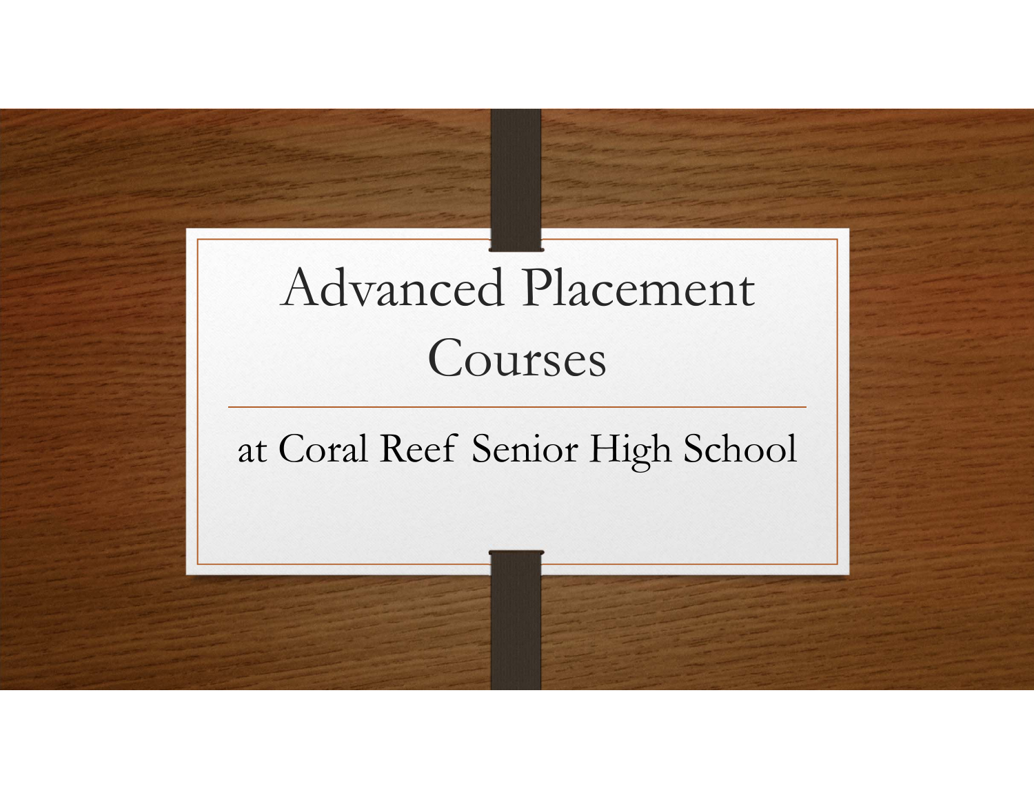# Advanced Placement Courses

at Coral Reef Senior High School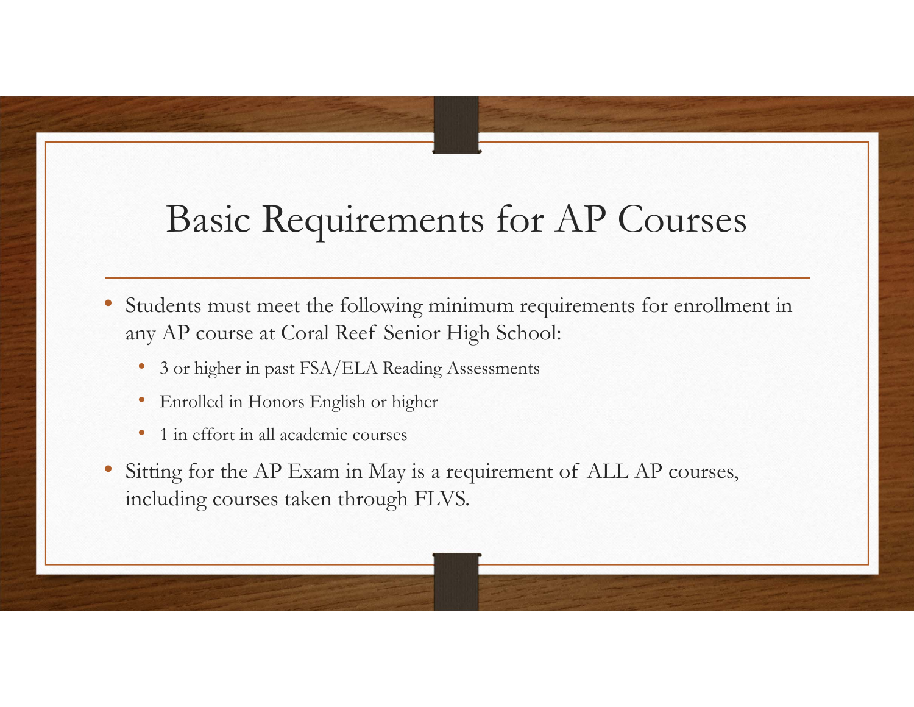# Basic Requirements for AP Courses

- Students must meet the following minimum requirements for enrollment in any AP course at Coral Reef Senior High School:
  - 3 or higher in past FSA/ELA Reading Assessments
  - Enrolled in Honors English or higher
  - 1 in effort in all academic courses
- Sitting for the AP Exam in May is a requirement of ALL AP courses, including courses taken through FLVS.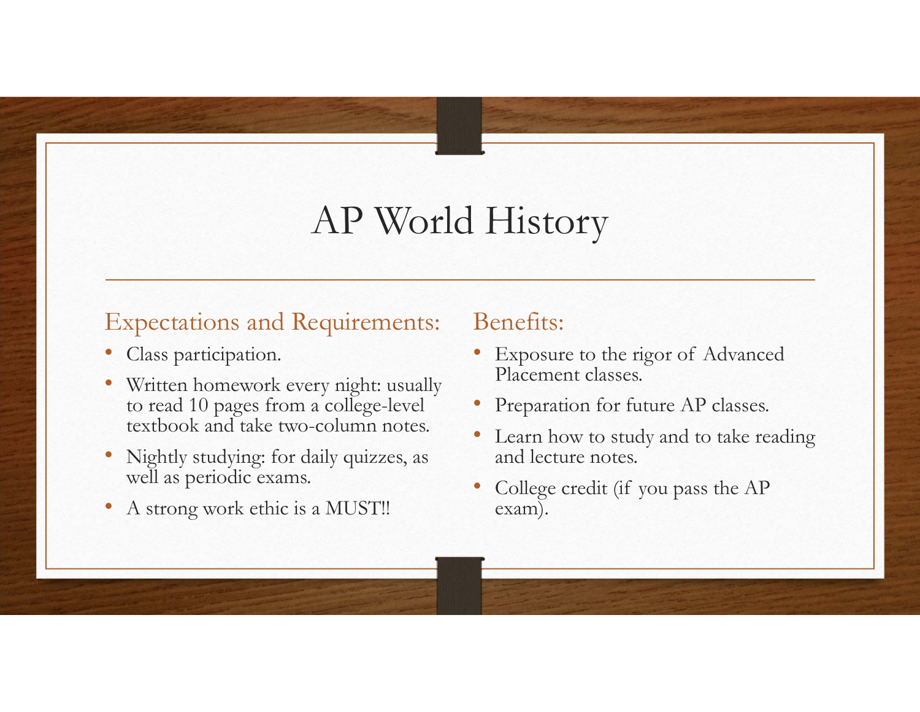# AP World History

## Expectations and Requirements:

- Class participation.
- Written homework every night: usually to read 10 pages from a college-level textbook and take two-column notes.
- Nightly studying: for daily quizzes, as well as periodic exams.
- A strong work ethic is a MUST!!

## Benefits:

- Exposure to the rigor of Advanced Placement classes.
- Preparation for future AP classes.
- Learn how to study and to take reading and lecture notes.
- College credit (if you pass the AP exam).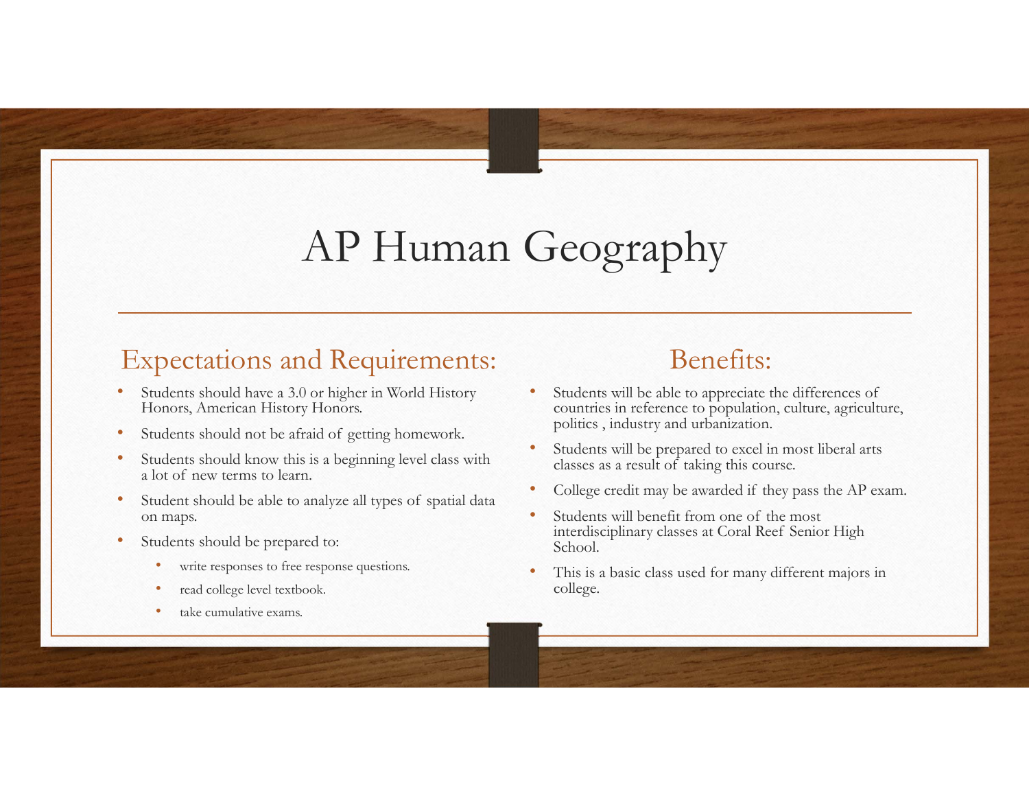# AP Human Geography

## Expectations and Requirements:

- Students should have a 3.0 or higher in World History Honors, American History Honors.
- Students should not be afraid of getting homework.
- Students should know this is a beginning level class with a lot of new terms to learn.
- Student should be able to analyze all types of spatial data on maps.
- Students should be prepared to:
  - write responses to free response questions.
  - read college level textbook.
  - take cumulative exams.

## Benefits:

- Students will be able to appreciate the differences of countries in reference to population, culture, agriculture, politics , industry and urbanization.
- Students will be prepared to excel in most liberal arts classes as a result of taking this course.
- College credit may be awarded if they pass the AP exam.
- Students will benefit from one of the most interdisciplinary classes at Coral Reef Senior High School.
- This is a basic class used for many different majors in college.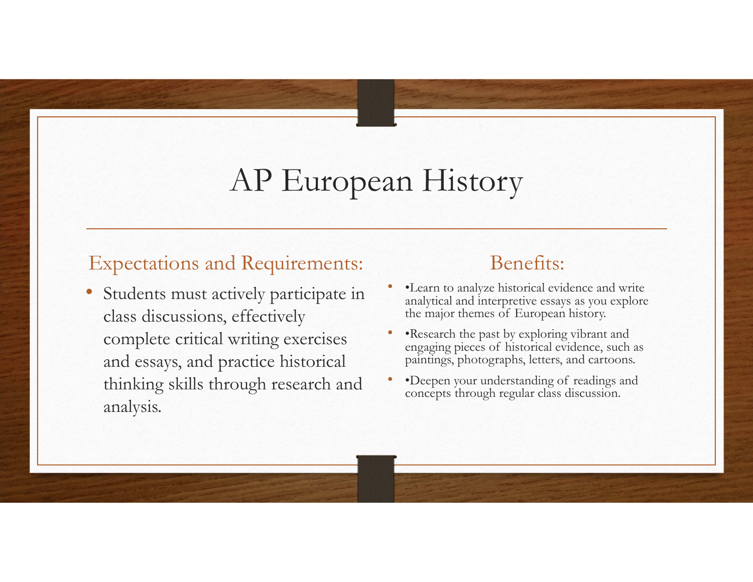# AP European History

## Expectations and Requirements:

- Students must actively participate in class discussions, effectively complete critical writing exercises and essays, and practice historical thinking skills through research and analysis.

## Benefits:

- •Learn to analyze historical evidence and write analytical and interpretive essays as you explore the major themes of European history.
- •Research the past by exploring vibrant and engaging pieces of historical evidence, such as paintings, photographs, letters, and cartoons.
- •Deepen your understanding of readings and concepts through regular class discussion.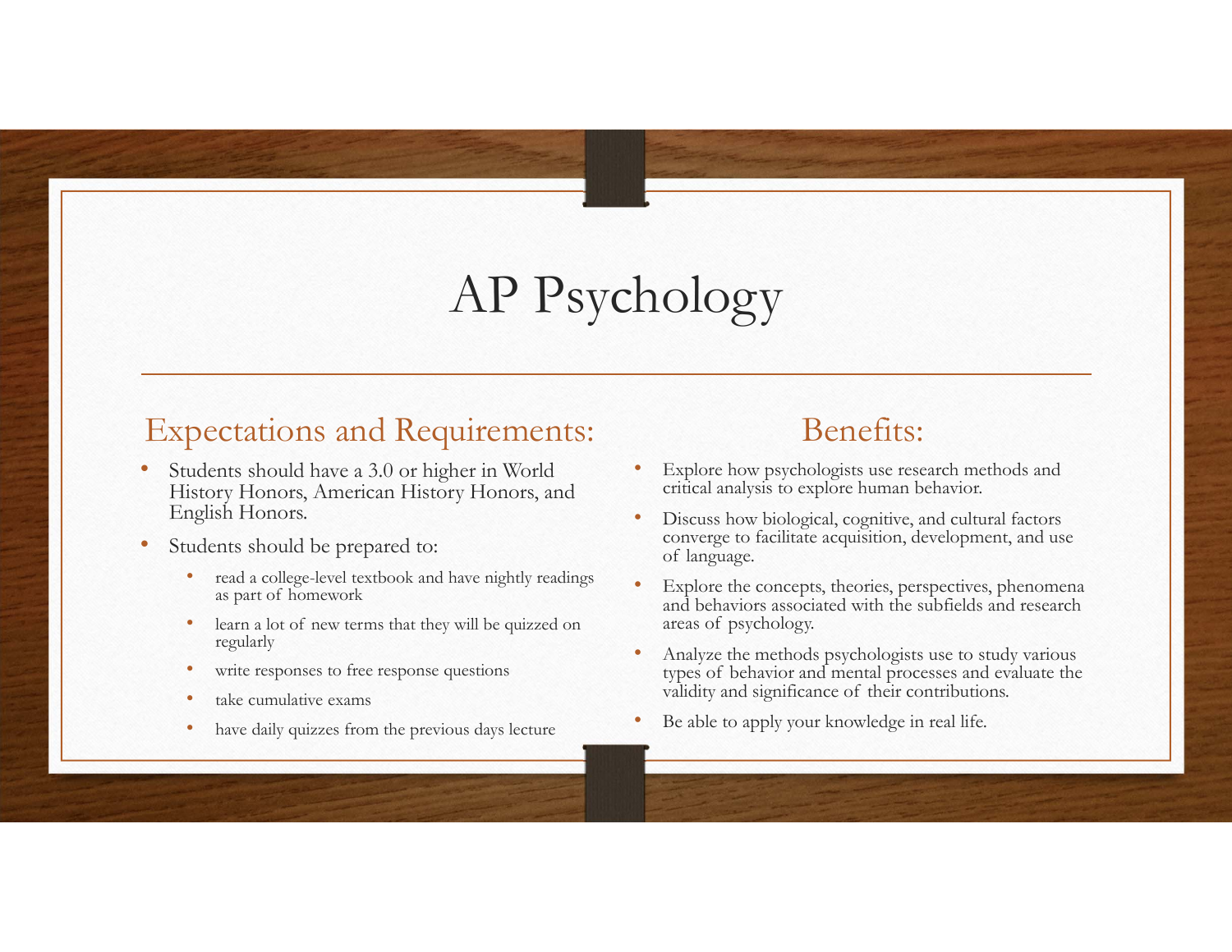# AP Psychology

## Expectations and Requirements:

- Students should have a 3.0 or higher in World History Honors, American History Honors, and English Honors.
- Students should be prepared to:
  - read a college-level textbook and have nightly readings as part of homework
  - learn a lot of new terms that they will be quizzed on regularly
  - write responses to free response questions
  - take cumulative exams
  - have daily quizzes from the previous days lecture

## Benefits:

- Explore how psychologists use research methods and critical analysis to explore human behavior.
- Discuss how biological, cognitive, and cultural factors converge to facilitate acquisition, development, and use of language.
- Explore the concepts, theories, perspectives, phenomena and behaviors associated with the subfields and research areas of psychology.
- Analyze the methods psychologists use to study various types of behavior and mental processes and evaluate the validity and significance of their contributions.
- Be able to apply your knowledge in real life.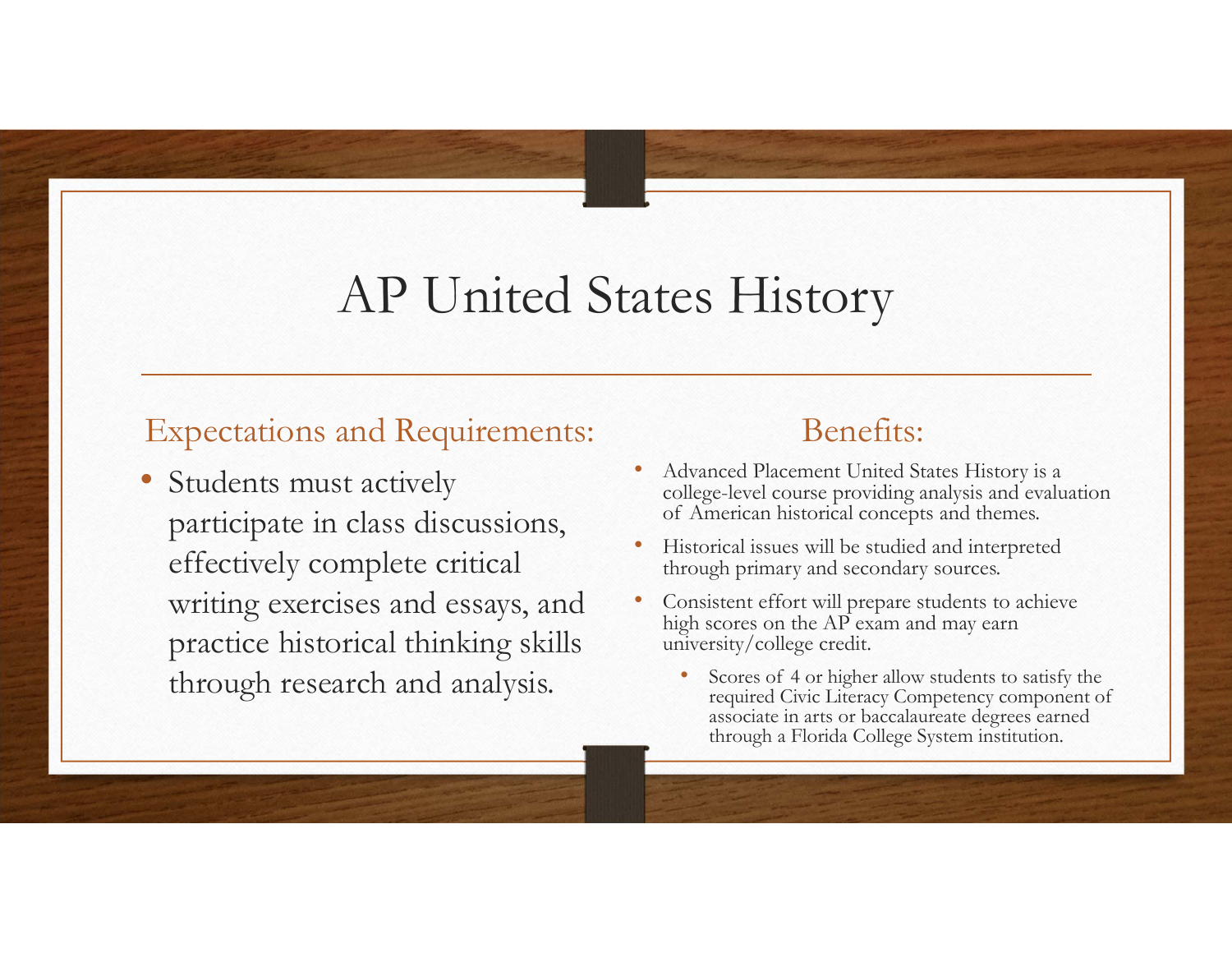# AP United States History

## Expectations and Requirements:

- Students must actively participate in class discussions, effectively complete critical writing exercises and essays, and practice historical thinking skills through research and analysis.

## Benefits:

- Advanced Placement United States History is a college-level course providing analysis and evaluation of American historical concepts and themes.
- Historical issues will be studied and interpreted through primary and secondary sources.
- Consistent effort will prepare students to achieve high scores on the AP exam and may earn university/college credit.
  - Scores of 4 or higher allow students to satisfy the required Civic Literacy Competency component of associate in arts or baccalaureate degrees earned through a Florida College System institution.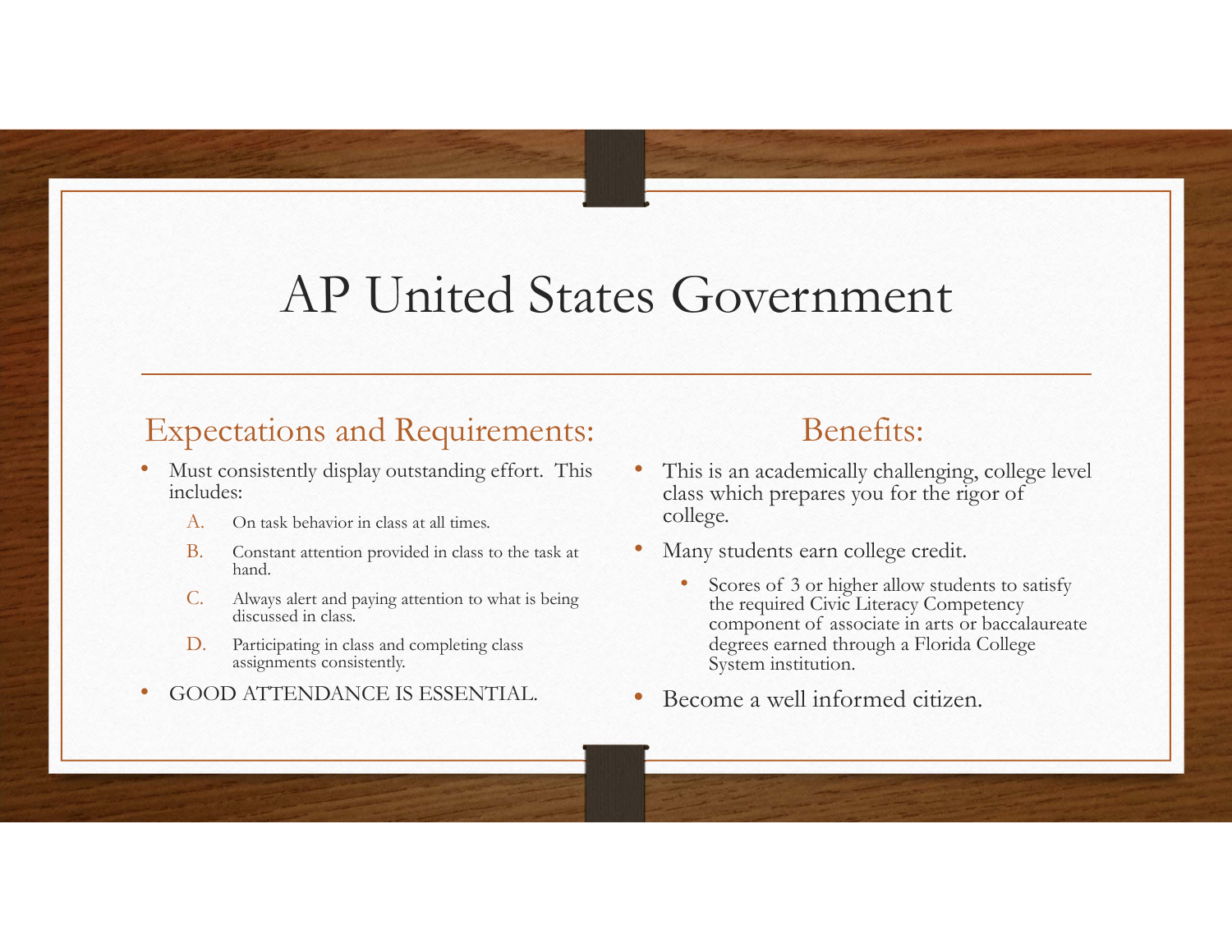# AP United States Government

## Expectations and Requirements:

- Must consistently display outstanding effort. This includes:
  A. On task behavior in class at all times.
  B. Constant attention provided in class to the task at hand.
  C. Always alert and paying attention to what is being discussed in class.
  D. Participating in class and completing class assignments consistently.
- GOOD ATTENDANCE IS ESSENTIAL.

## Benefits:

- This is an academically challenging, college level class which prepares you for the rigor of college.
- Many students earn college credit.
  - Scores of 3 or higher allow students to satisfy the required Civic Literacy Competency component of associate in arts or baccalaureate degrees earned through a Florida College System institution.
- Become a well informed citizen.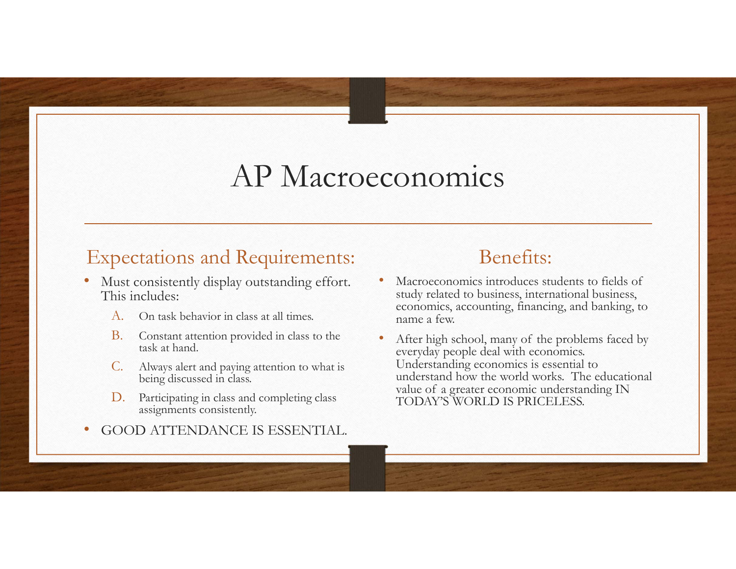# AP Macroeconomics

## Expectations and Requirements:

- Must consistently display outstanding effort. This includes:
  - A. On task behavior in class at all times.
  - B. Constant attention provided in class to the task at hand.
  - C. Always alert and paying attention to what is being discussed in class.
  - D. Participating in class and completing class assignments consistently.
- GOOD ATTENDANCE IS ESSENTIAL.

## Benefits:

- Macroeconomics introduces students to fields of study related to business, international business, economics, accounting, financing, and banking, to name a few.
- After high school, many of the problems faced by everyday people deal with economics. Understanding economics is essential to understand how the world works. The educational value of a greater economic understanding IN TODAY'S WORLD IS PRICELESS.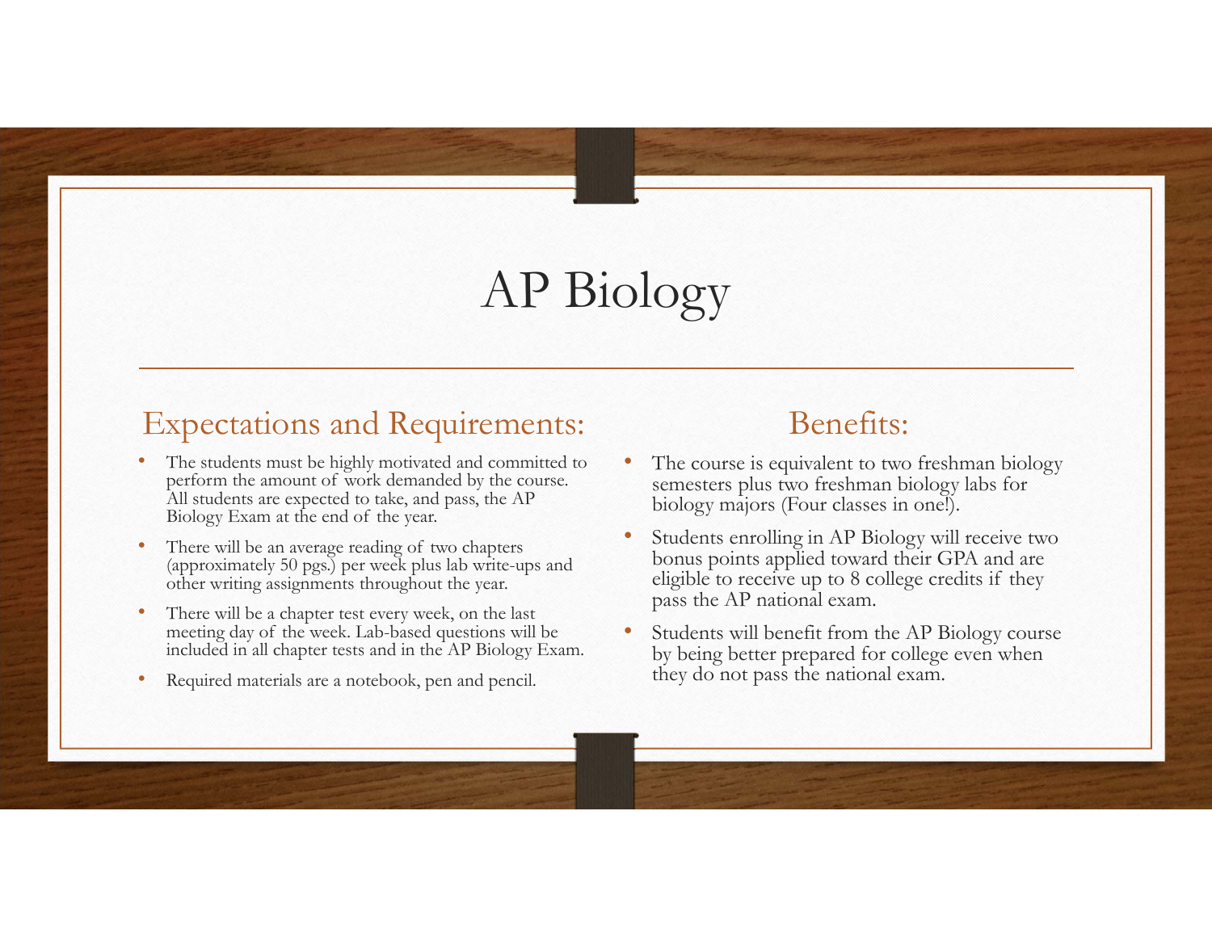# AP Biology

## Expectations and Requirements:

- The students must be highly motivated and committed to perform the amount of work demanded by the course. All students are expected to take, and pass, the AP Biology Exam at the end of the year.
- There will be an average reading of two chapters (approximately 50 pgs.) per week plus lab write-ups and other writing assignments throughout the year.
- There will be a chapter test every week, on the last meeting day of the week. Lab-based questions will be included in all chapter tests and in the AP Biology Exam.
- Required materials are a notebook, pen and pencil.

## Benefits:

- The course is equivalent to two freshman biology semesters plus two freshman biology labs for biology majors (Four classes in one!).
- Students enrolling in AP Biology will receive two bonus points applied toward their GPA and are eligible to receive up to 8 college credits if they pass the AP national exam.
- Students will benefit from the AP Biology course by being better prepared for college even when they do not pass the national exam.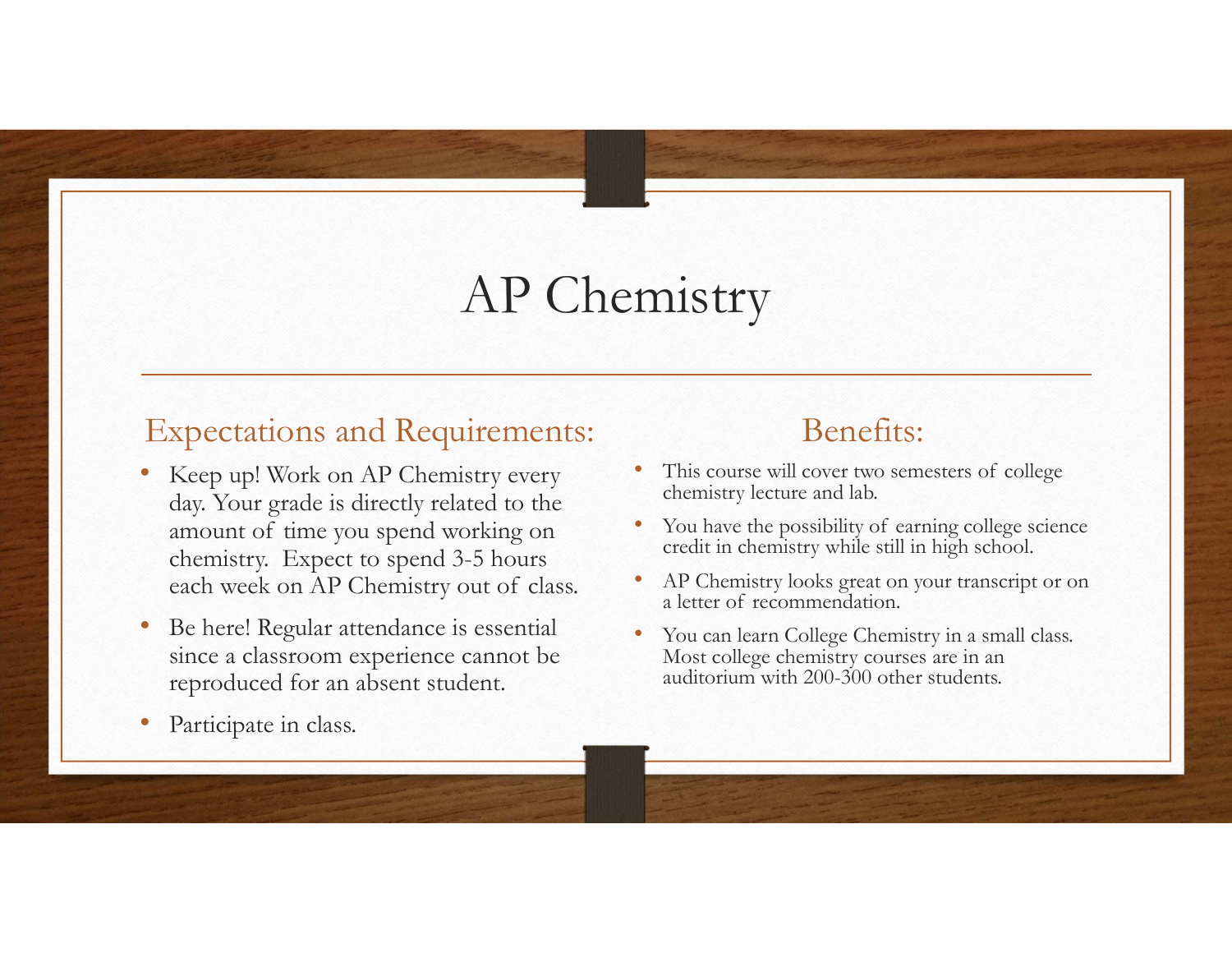# AP Chemistry

## Expectations and Requirements:

- Keep up! Work on AP Chemistry every day. Your grade is directly related to the amount of time you spend working on chemistry. Expect to spend 3-5 hours each week on AP Chemistry out of class.
- Be here! Regular attendance is essential since a classroom experience cannot be reproduced for an absent student.
- Participate in class.

## Benefits:

- This course will cover two semesters of college chemistry lecture and lab.
- You have the possibility of earning college science credit in chemistry while still in high school.
- AP Chemistry looks great on your transcript or on a letter of recommendation.
- You can learn College Chemistry in a small class. Most college chemistry courses are in an auditorium with 200-300 other students.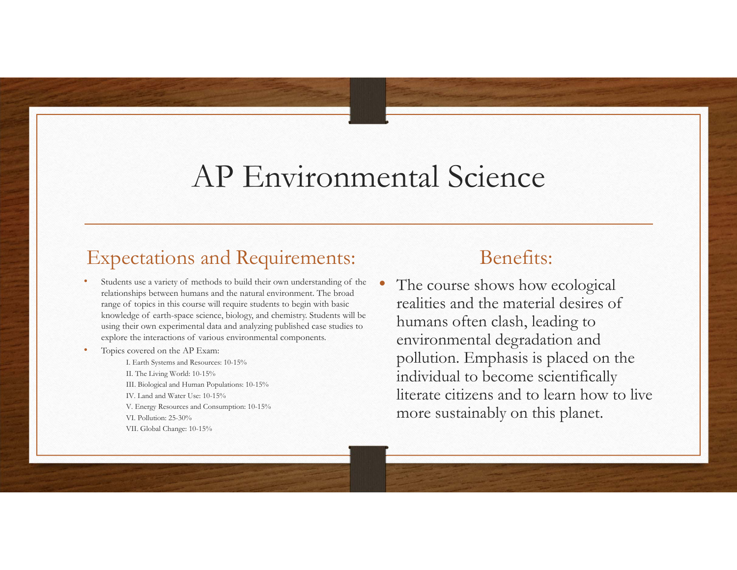# AP Environmental Science

## Expectations and Requirements:

- Students use a variety of methods to build their own understanding of the relationships between humans and the natural environment. The broad range of topics in this course will require students to begin with basic knowledge of earth-space science, biology, and chemistry. Students will be using their own experimental data and analyzing published case studies to explore the interactions of various environmental components.
- Topics covered on the AP Exam:
  - I. Earth Systems and Resources: 10-15%
  - II. The Living World: 10-15%
  - III. Biological and Human Populations: 10-15%
  - IV. Land and Water Use: 10-15%
  - V. Energy Resources and Consumption: 10-15%
  - VI. Pollution: 25-30%
  - VII. Global Change: 10-15%

## Benefits:

- The course shows how ecological realities and the material desires of humans often clash, leading to environmental degradation and pollution. Emphasis is placed on the individual to become scientifically literate citizens and to learn how to live more sustainably on this planet.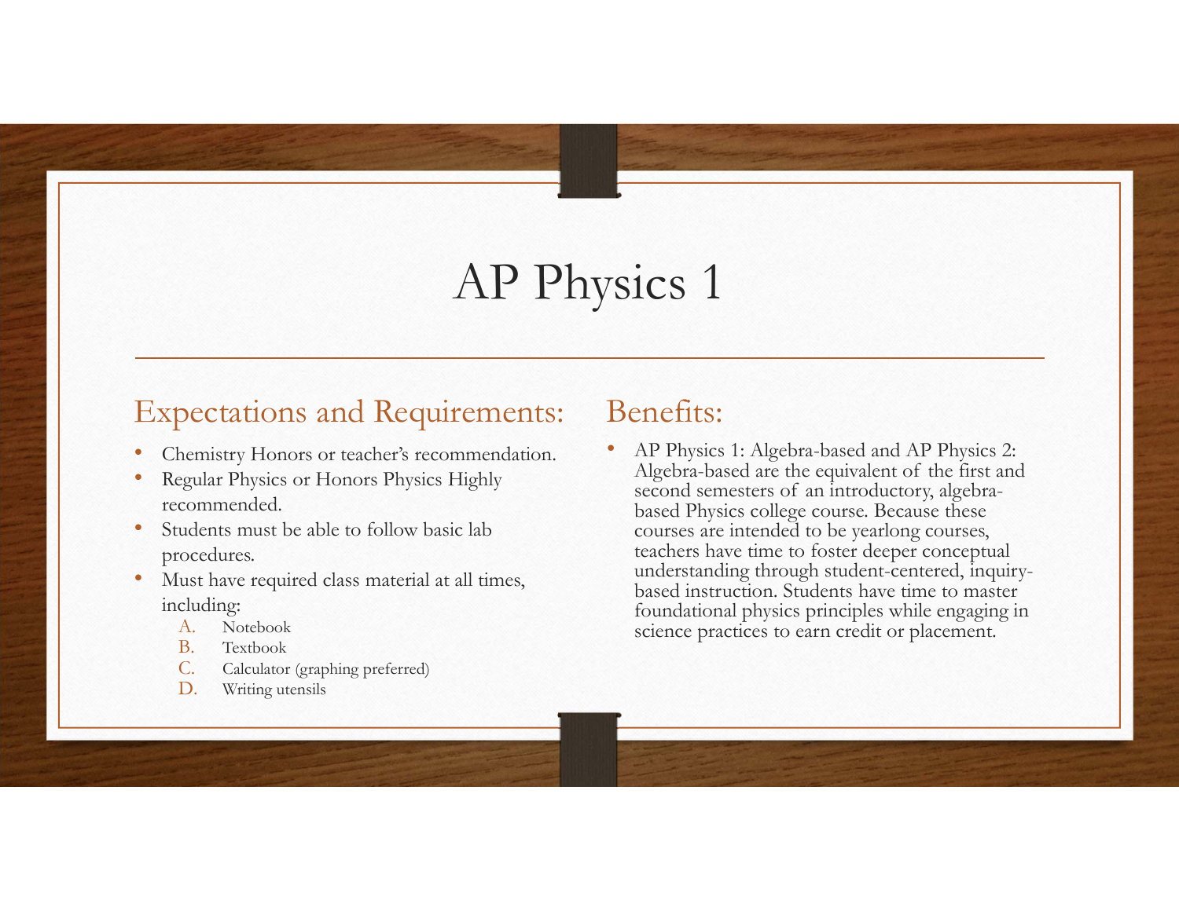# AP Physics 1

## Expectations and Requirements:

- Chemistry Honors or teacher's recommendation.
- Regular Physics or Honors Physics Highly recommended.
- Students must be able to follow basic lab procedures.
- Must have required class material at all times, including:
  - A. Notebook
  - B. Textbook
  - C. Calculator (graphing preferred)
  - D. Writing utensils

## Benefits:

- AP Physics 1: Algebra-based and AP Physics 2: Algebra-based are the equivalent of the first and second semesters of an introductory, algebra-based Physics college course. Because these courses are intended to be yearlong courses, teachers have time to foster deeper conceptual understanding through student-centered, inquiry-based instruction. Students have time to master foundational physics principles while engaging in science practices to earn credit or placement.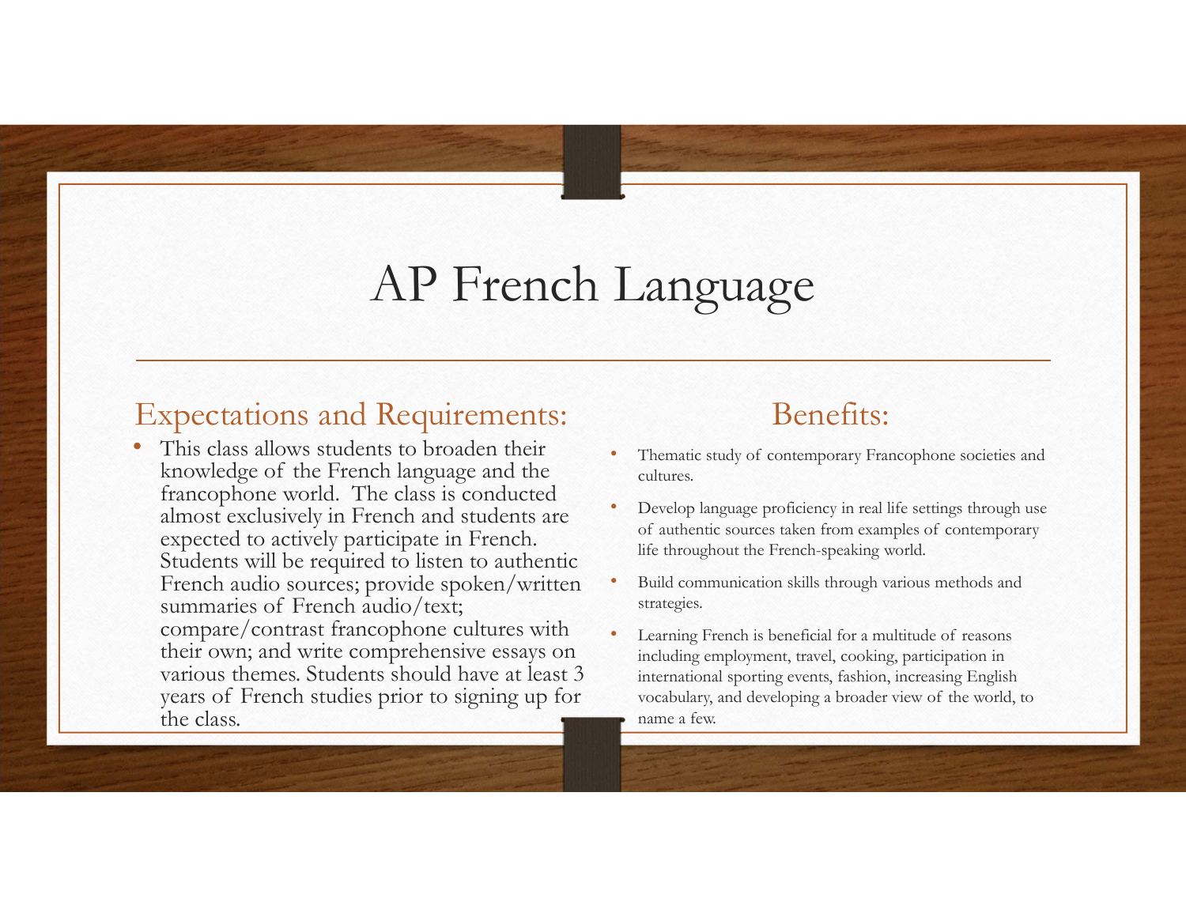# AP French Language

## Expectations and Requirements:

- This class allows students to broaden their knowledge of the French language and the francophone world. The class is conducted almost exclusively in French and students are expected to actively participate in French. Students will be required to listen to authentic French audio sources; provide spoken/written summaries of French audio/text; compare/contrast francophone cultures with their own; and write comprehensive essays on various themes. Students should have at least 3 years of French studies prior to signing up for the class.

## Benefits:

- Thematic study of contemporary Francophone societies and cultures.
- Develop language proficiency in real life settings through use of authentic sources taken from examples of contemporary life throughout the French-speaking world.
- Build communication skills through various methods and strategies.
- Learning French is beneficial for a multitude of reasons including employment, travel, cooking, participation in international sporting events, fashion, increasing English vocabulary, and developing a broader view of the world, to name a few.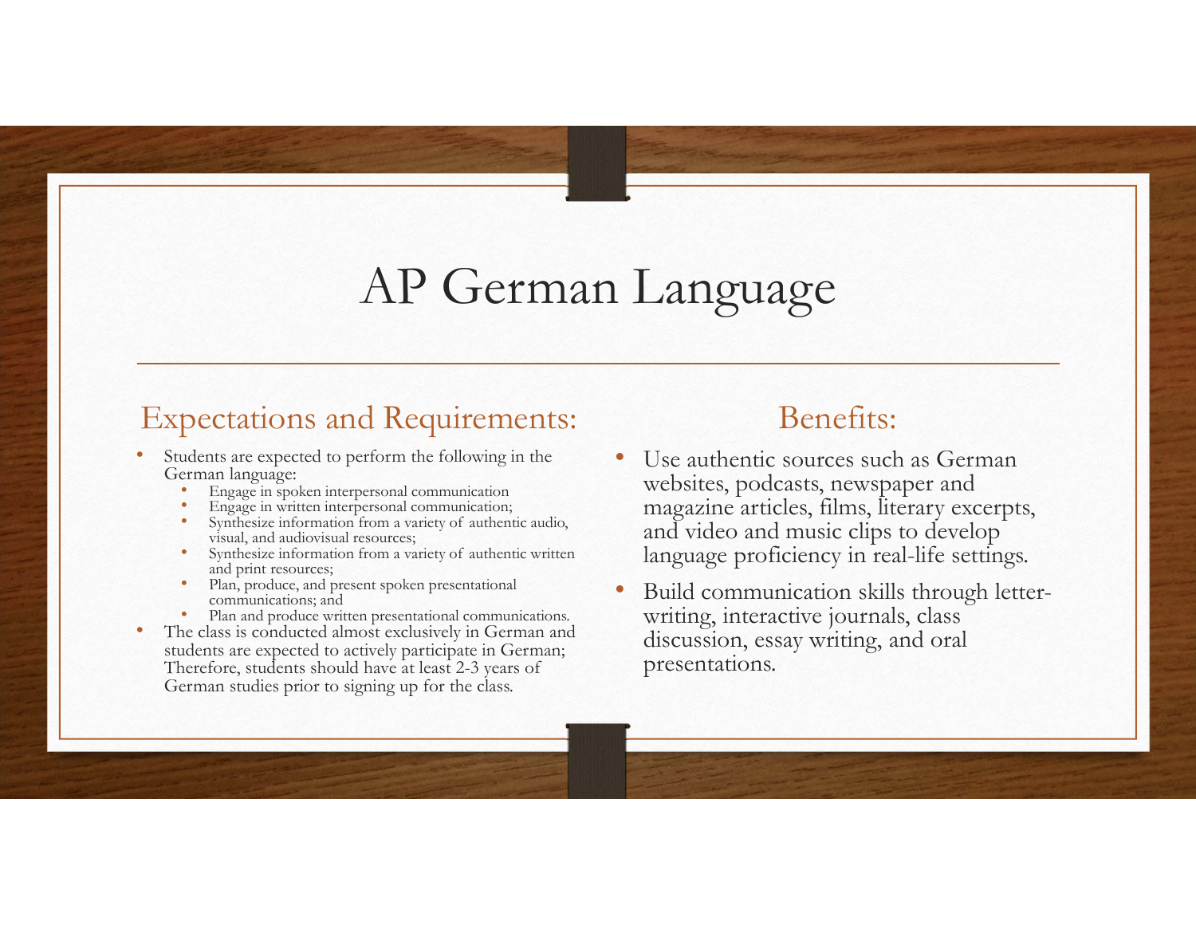# AP German Language

## Expectations and Requirements:

- Students are expected to perform the following in the German language:
  - Engage in spoken interpersonal communication
  - Engage in written interpersonal communication;
  - Synthesize information from a variety of authentic audio, visual, and audiovisual resources;
  - Synthesize information from a variety of authentic written and print resources;
  - Plan, produce, and present spoken presentational communications; and
  - Plan and produce written presentational communications.
- The class is conducted almost exclusively in German and students are expected to actively participate in German; Therefore, students should have at least 2-3 years of German studies prior to signing up for the class.

## Benefits:

- Use authentic sources such as German websites, podcasts, newspaper and magazine articles, films, literary excerpts, and video and music clips to develop language proficiency in real-life settings.
- Build communication skills through letter-writing, interactive journals, class discussion, essay writing, and oral presentations.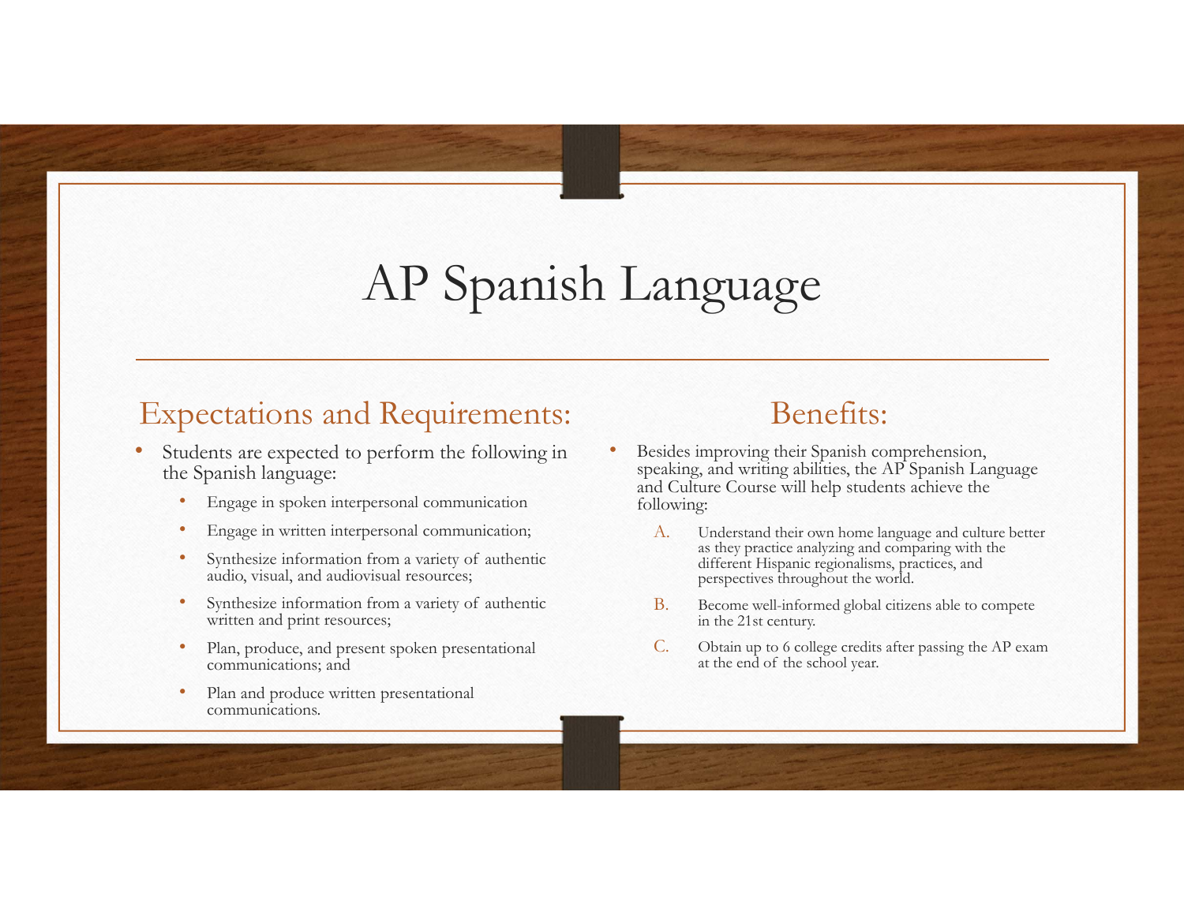# AP Spanish Language

## Expectations and Requirements:

- Students are expected to perform the following in the Spanish language:
  - Engage in spoken interpersonal communication
  - Engage in written interpersonal communication;
  - Synthesize information from a variety of authentic audio, visual, and audiovisual resources;
  - Synthesize information from a variety of authentic written and print resources;
  - Plan, produce, and present spoken presentational communications; and
  - Plan and produce written presentational communications.

## Benefits:

- Besides improving their Spanish comprehension, speaking, and writing abilities, the AP Spanish Language and Culture Course will help students achieve the following:
  A. Understand their own home language and culture better as they practice analyzing and comparing with the different Hispanic regionalisms, practices, and perspectives throughout the world.
  B. Become well-informed global citizens able to compete in the 21st century.
  C. Obtain up to 6 college credits after passing the AP exam at the end of the school year.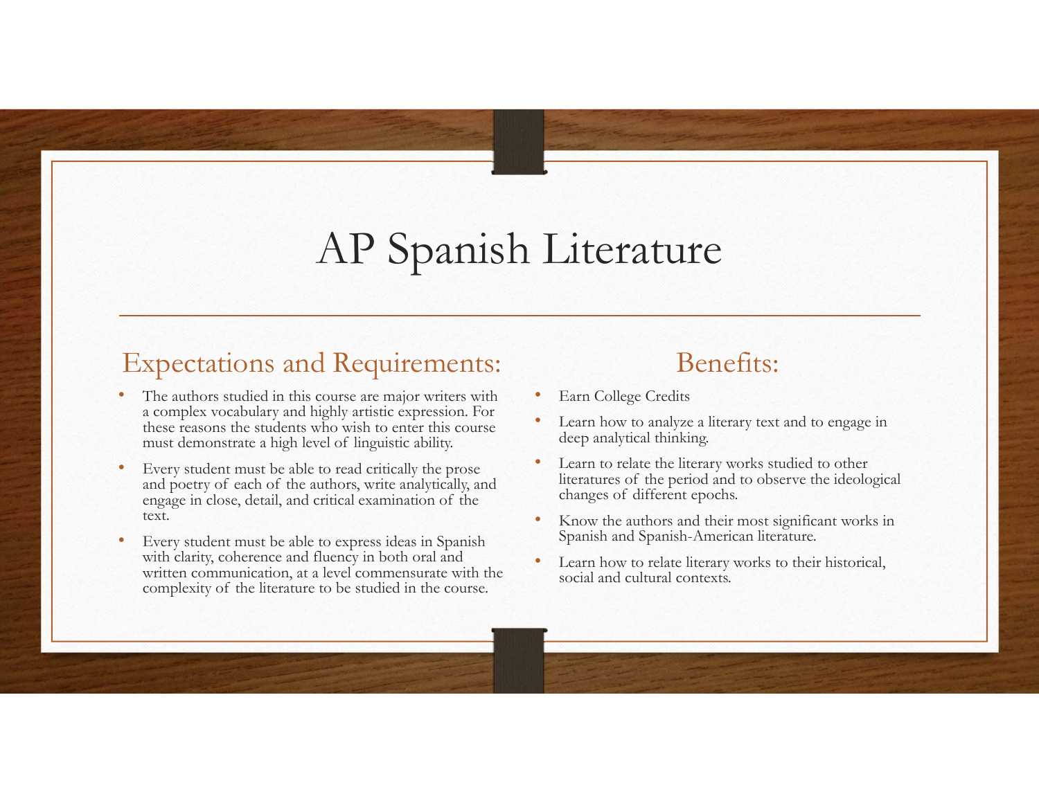# AP Spanish Literature

## Expectations and Requirements:

- The authors studied in this course are major writers with a complex vocabulary and highly artistic expression. For these reasons the students who wish to enter this course must demonstrate a high level of linguistic ability.
- Every student must be able to read critically the prose and poetry of each of the authors, write analytically, and engage in close, detail, and critical examination of the text.
- Every student must be able to express ideas in Spanish with clarity, coherence and fluency in both oral and written communication, at a level commensurate with the complexity of the literature to be studied in the course.

## Benefits:

- Earn College Credits
- Learn how to analyze a literary text and to engage in deep analytical thinking.
- Learn to relate the literary works studied to other literatures of the period and to observe the ideological changes of different epochs.
- Know the authors and their most significant works in Spanish and Spanish-American literature.
- Learn how to relate literary works to their historical, social and cultural contexts.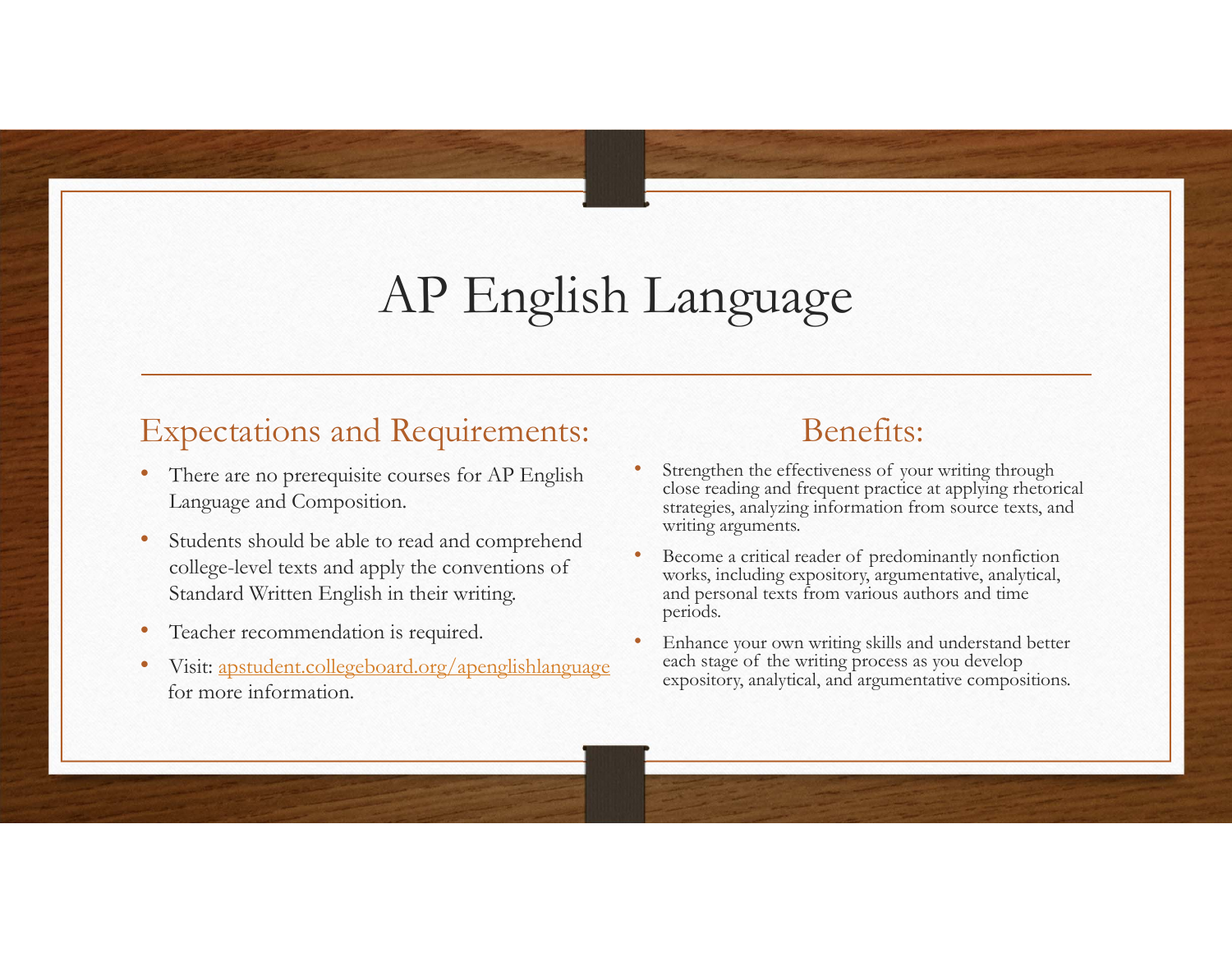# AP English Language

## Expectations and Requirements:

- There are no prerequisite courses for AP English Language and Composition.
- Students should be able to read and comprehend college-level texts and apply the conventions of Standard Written English in their writing.
- Teacher recommendation is required.
- Visit: [apstudent.collegeboard.org/apenglishlanguage](apstudent.collegeboard.org/apenglishlanguage) for more information.

## Benefits:

- Strengthen the effectiveness of your writing through close reading and frequent practice at applying rhetorical strategies, analyzing information from source texts, and writing arguments.
- Become a critical reader of predominantly nonfiction works, including expository, argumentative, analytical, and personal texts from various authors and time periods.
- Enhance your own writing skills and understand better each stage of the writing process as you develop expository, analytical, and argumentative compositions.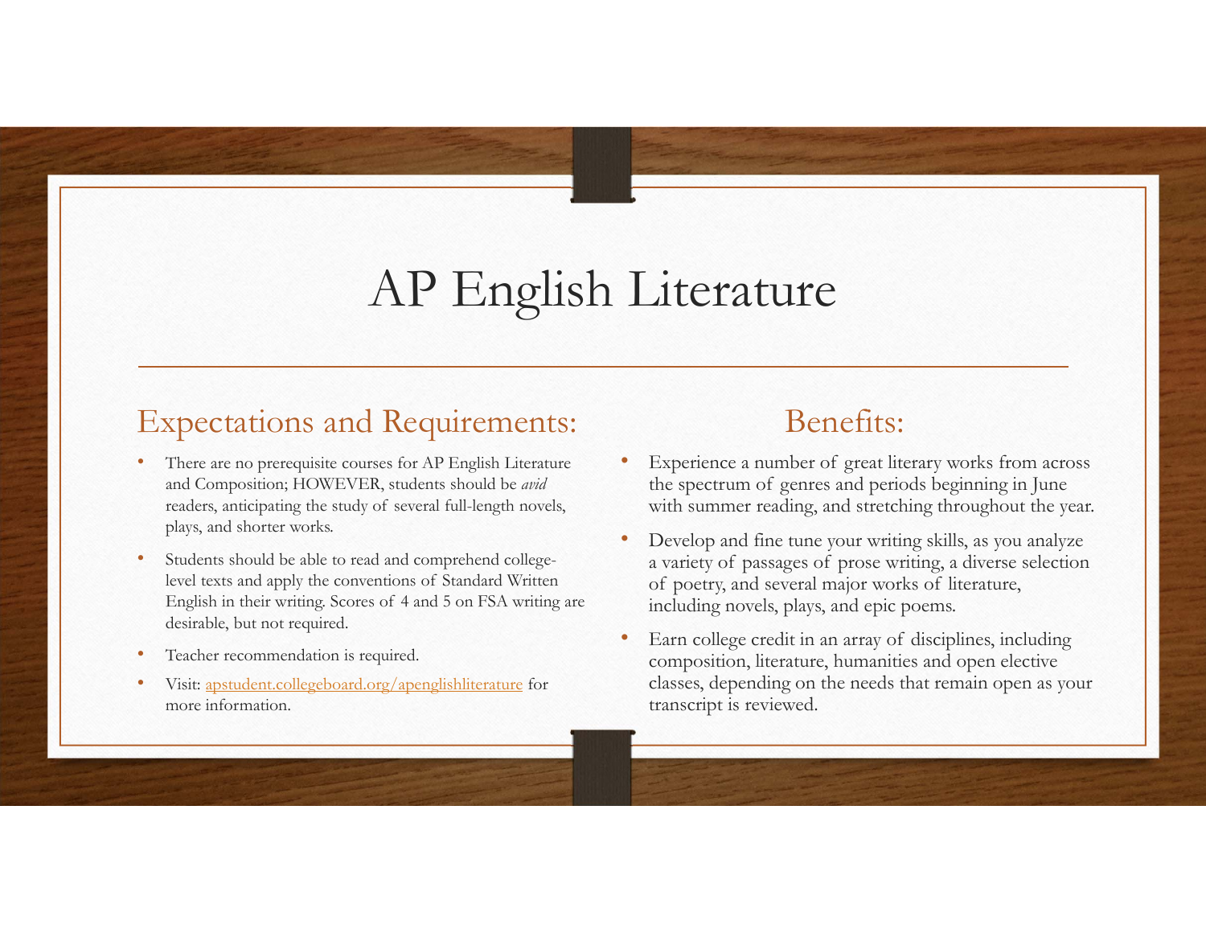# AP English Literature

## Expectations and Requirements:

- There are no prerequisite courses for AP English Literature and Composition; HOWEVER, students should be *avid* readers, anticipating the study of several full-length novels, plays, and shorter works.
- Students should be able to read and comprehend college-level texts and apply the conventions of Standard Written English in their writing. Scores of 4 and 5 on FSA writing are desirable, but not required.
- Teacher recommendation is required.
- Visit: [apstudent.collegeboard.org/apenglishliterature](apstudent.collegeboard.org/apenglishliterature) for more information.

## Benefits:

- Experience a number of great literary works from across the spectrum of genres and periods beginning in June with summer reading, and stretching throughout the year.
- Develop and fine tune your writing skills, as you analyze a variety of passages of prose writing, a diverse selection of poetry, and several major works of literature, including novels, plays, and epic poems.
- Earn college credit in an array of disciplines, including composition, literature, humanities and open elective classes, depending on the needs that remain open as your transcript is reviewed.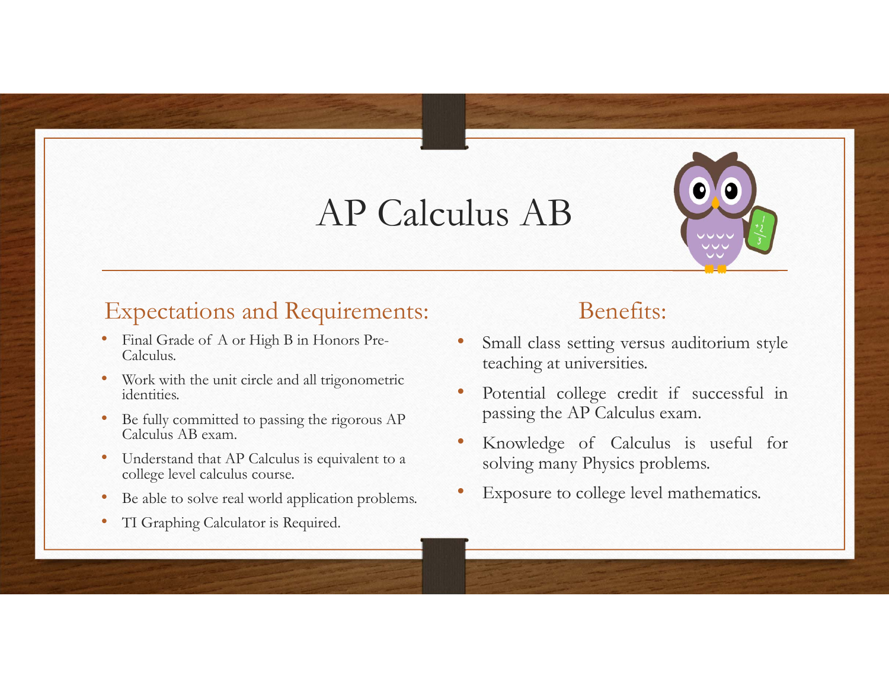# AP Calculus AB

## Expectations and Requirements:

- Final Grade of A or High B in Honors Pre-Calculus.
- Work with the unit circle and all trigonometric identities.
- Be fully committed to passing the rigorous AP Calculus AB exam.
- Understand that AP Calculus is equivalent to a college level calculus course.
- Be able to solve real world application problems.
- TI Graphing Calculator is Required.

## Benefits:

- Small class setting versus auditorium style teaching at universities.
- Potential college credit if successful in passing the AP Calculus exam.
- Knowledge of Calculus is useful for solving many Physics problems.
- Exposure to college level mathematics.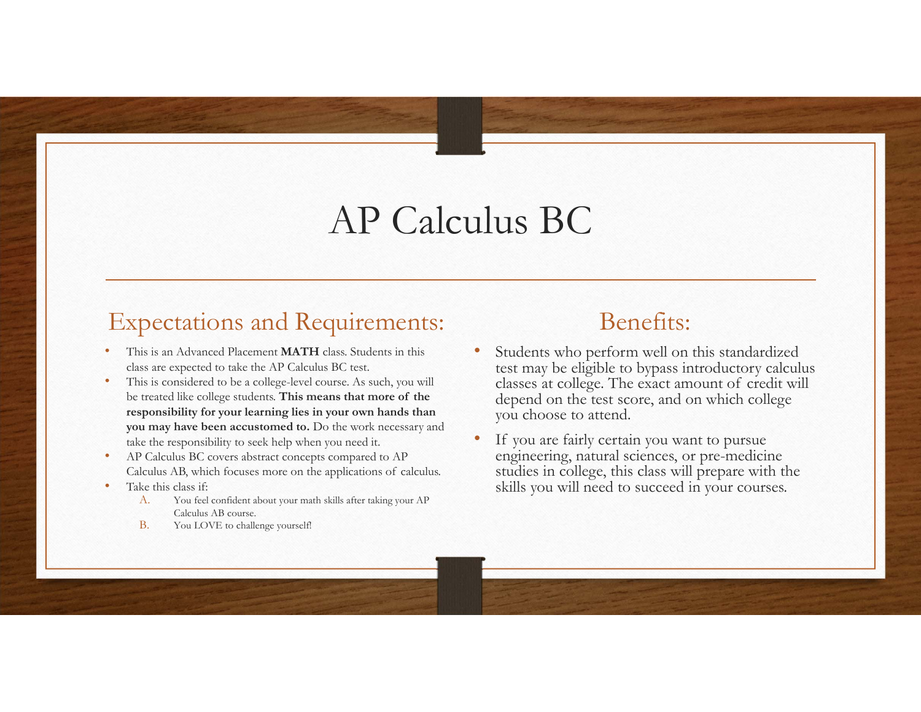# AP Calculus BC

## Expectations and Requirements:

- This is an Advanced Placement **MATH** class. Students in this class are expected to take the AP Calculus BC test.
- This is considered to be a college-level course. As such, you will be treated like college students. **This means that more of the responsibility for your learning lies in your own hands than you may have been accustomed to.** Do the work necessary and take the responsibility to seek help when you need it.
- AP Calculus BC covers abstract concepts compared to AP Calculus AB, which focuses more on the applications of calculus.
- Take this class if:
  - A. You feel confident about your math skills after taking your AP Calculus AB course.
  - B. You LOVE to challenge yourself!

## Benefits:

- Students who perform well on this standardized test may be eligible to bypass introductory calculus classes at college. The exact amount of credit will depend on the test score, and on which college you choose to attend.
- If you are fairly certain you want to pursue engineering, natural sciences, or pre-medicine studies in college, this class will prepare with the skills you will need to succeed in your courses.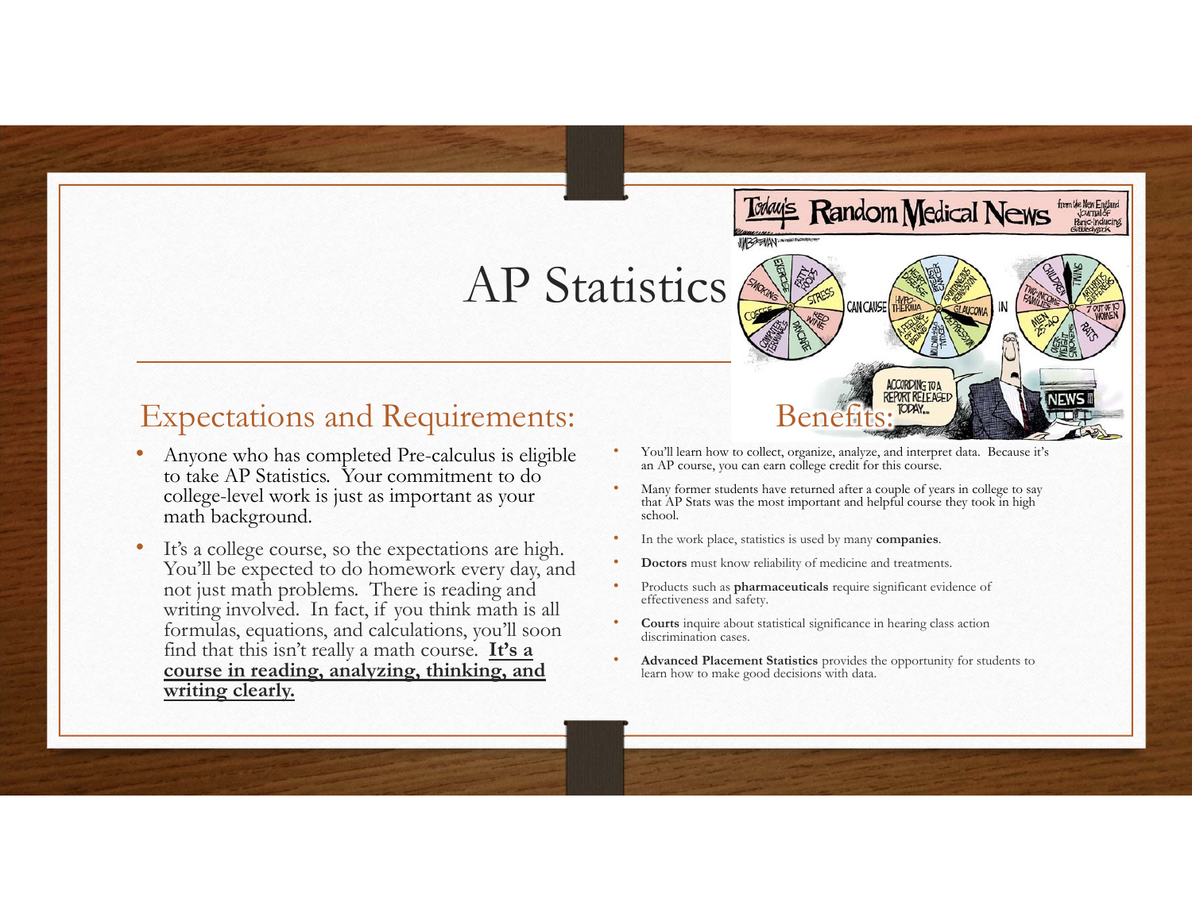# AP Statistics

## Expectations and Requirements:

- Anyone who has completed Pre-calculus is eligible to take AP Statistics. Your commitment to do college-level work is just as important as your math background.
- It's a college course, so the expectations are high. You'll be expected to do homework every day, and not just math problems. There is reading and writing involved. In fact, if you think math is all formulas, equations, and calculations, you'll soon find that this isn't really a math course. **It's a course in reading, analyzing, thinking, and writing clearly.**

## Benefits:

- You'll learn how to collect, organize, analyze, and interpret data. Because it's an AP course, you can earn college credit for this course.
- Many former students have returned after a couple of years in college to say that AP Stats was the most important and helpful course they took in high school.
- In the work place, statistics is used by many **companies**.
- **Doctors** must know reliability of medicine and treatments.
- Products such as **pharmaceuticals** require significant evidence of effectiveness and safety.
- **Courts** inquire about statistical significance in hearing class action discrimination cases.
- **Advanced Placement Statistics** provides the opportunity for students to learn how to make good decisions with data.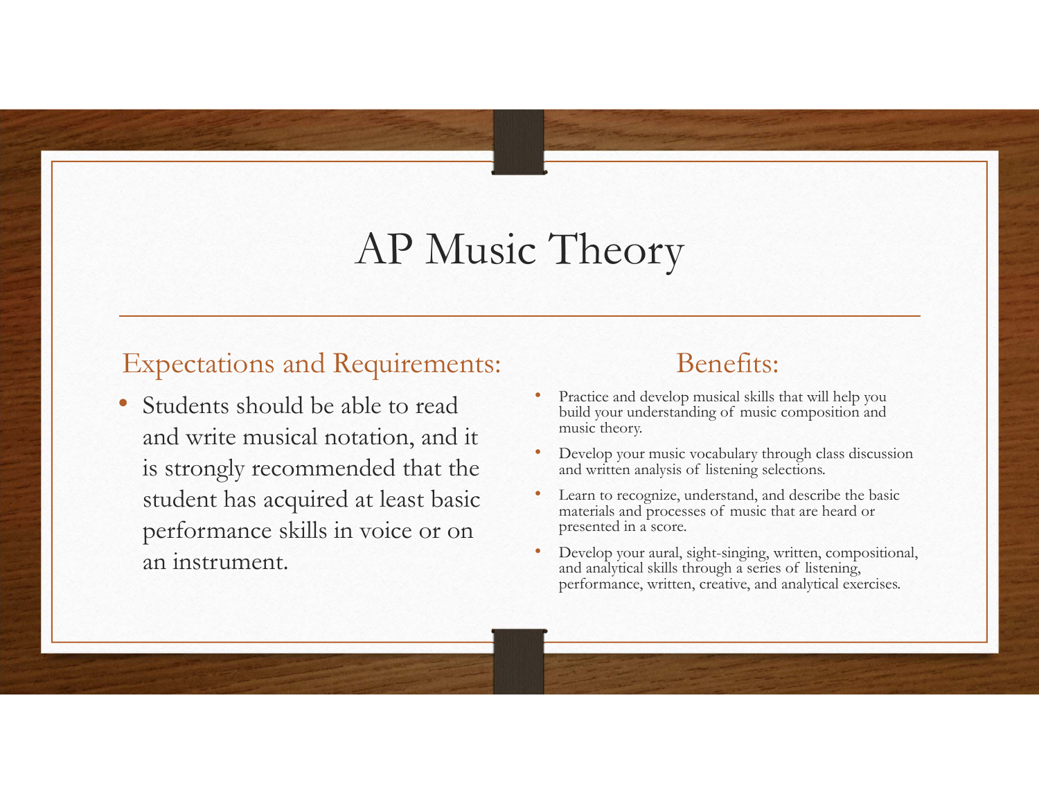# AP Music Theory

## Expectations and Requirements:

- Students should be able to read and write musical notation, and it is strongly recommended that the student has acquired at least basic performance skills in voice or on an instrument.

## Benefits:

- Practice and develop musical skills that will help you build your understanding of music composition and music theory.
- Develop your music vocabulary through class discussion and written analysis of listening selections.
- Learn to recognize, understand, and describe the basic materials and processes of music that are heard or presented in a score.
- Develop your aural, sight-singing, written, compositional, and analytical skills through a series of listening, performance, written, creative, and analytical exercises.